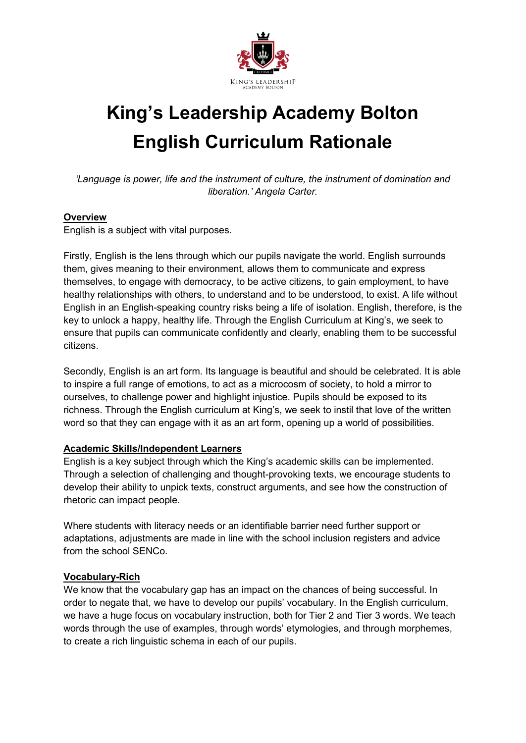# King's Leadership Academy Bolton
# English Curriculum Rationale

*'Language is power, life and the instrument of culture, the instrument of domination and liberation.' Angela Carter.*

**Overview**

English is a subject with vital purposes.

Firstly, English is the lens through which our pupils navigate the world. English surrounds them, gives meaning to their environment, allows them to communicate and express themselves, to engage with democracy, to be active citizens, to gain employment, to have healthy relationships with others, to understand and to be understood, to exist. A life without English in an English-speaking country risks being a life of isolation. English, therefore, is the key to unlock a happy, healthy life. Through the English Curriculum at King's, we seek to ensure that pupils can communicate confidently and clearly, enabling them to be successful citizens.

Secondly, English is an art form. Its language is beautiful and should be celebrated. It is able to inspire a full range of emotions, to act as a microcosm of society, to hold a mirror to ourselves, to challenge power and highlight injustice. Pupils should be exposed to its richness. Through the English curriculum at King's, we seek to instil that love of the written word so that they can engage with it as an art form, opening up a world of possibilities.

**Academic Skills/Independent Learners**

English is a key subject through which the King's academic skills can be implemented. Through a selection of challenging and thought-provoking texts, we encourage students to develop their ability to unpick texts, construct arguments, and see how the construction of rhetoric can impact people.

Where students with literacy needs or an identifiable barrier need further support or adaptations, adjustments are made in line with the school inclusion registers and advice from the school SENCo.

**Vocabulary-Rich**

We know that the vocabulary gap has an impact on the chances of being successful. In order to negate that, we have to develop our pupils' vocabulary. In the English curriculum, we have a huge focus on vocabulary instruction, both for Tier 2 and Tier 3 words. We teach words through the use of examples, through words' etymologies, and through morphemes, to create a rich linguistic schema in each of our pupils.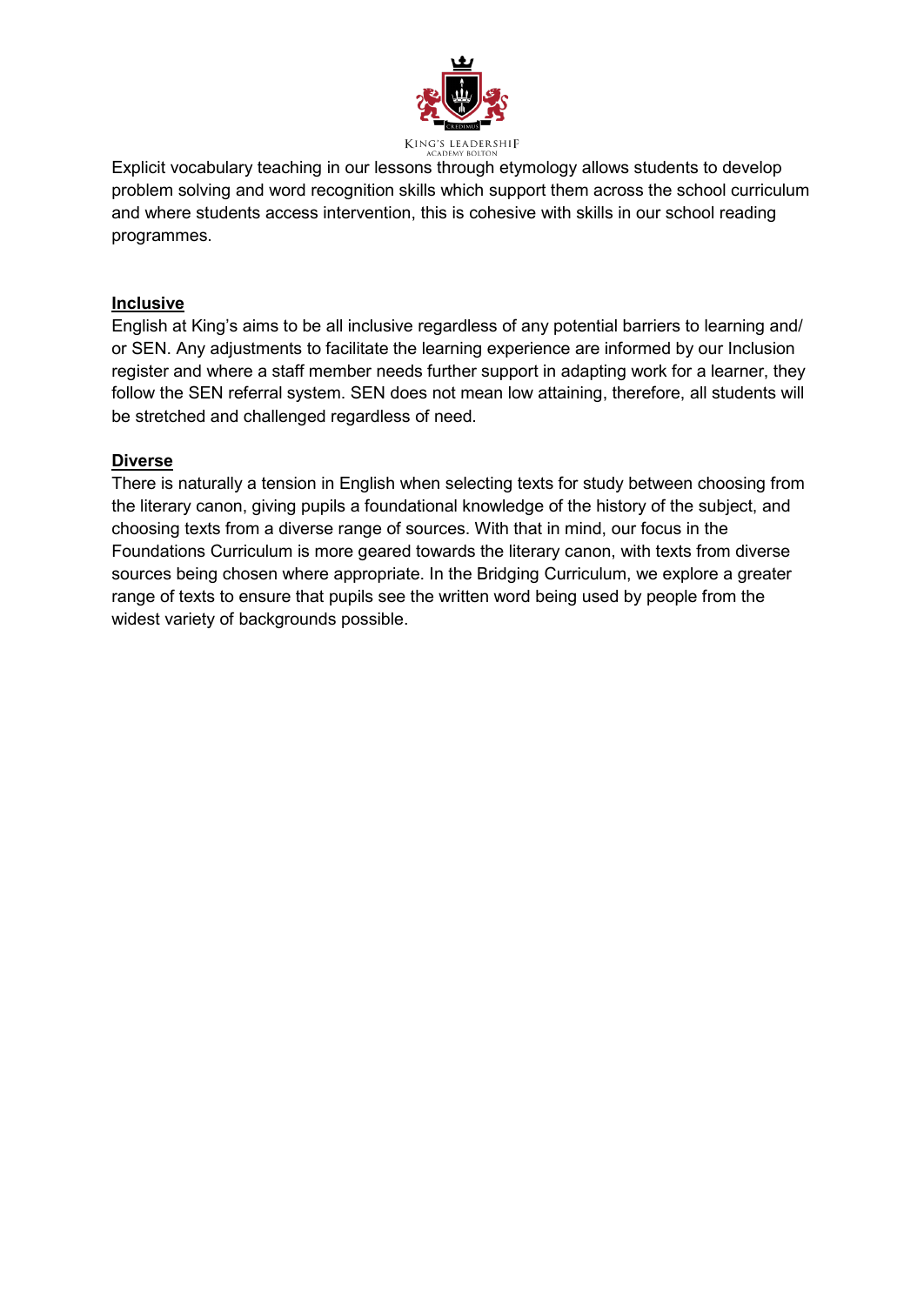Explicit vocabulary teaching in our lessons through etymology allows students to develop problem solving and word recognition skills which support them across the school curriculum and where students access intervention, this is cohesive with skills in our school reading programmes.

**Inclusive**

English at King's aims to be all inclusive regardless of any potential barriers to learning and/ or SEN. Any adjustments to facilitate the learning experience are informed by our Inclusion register and where a staff member needs further support in adapting work for a learner, they follow the SEN referral system. SEN does not mean low attaining, therefore, all students will be stretched and challenged regardless of need.

**Diverse**

There is naturally a tension in English when selecting texts for study between choosing from the literary canon, giving pupils a foundational knowledge of the history of the subject, and choosing texts from a diverse range of sources. With that in mind, our focus in the Foundations Curriculum is more geared towards the literary canon, with texts from diverse sources being chosen where appropriate. In the Bridging Curriculum, we explore a greater range of texts to ensure that pupils see the written word being used by people from the widest variety of backgrounds possible.